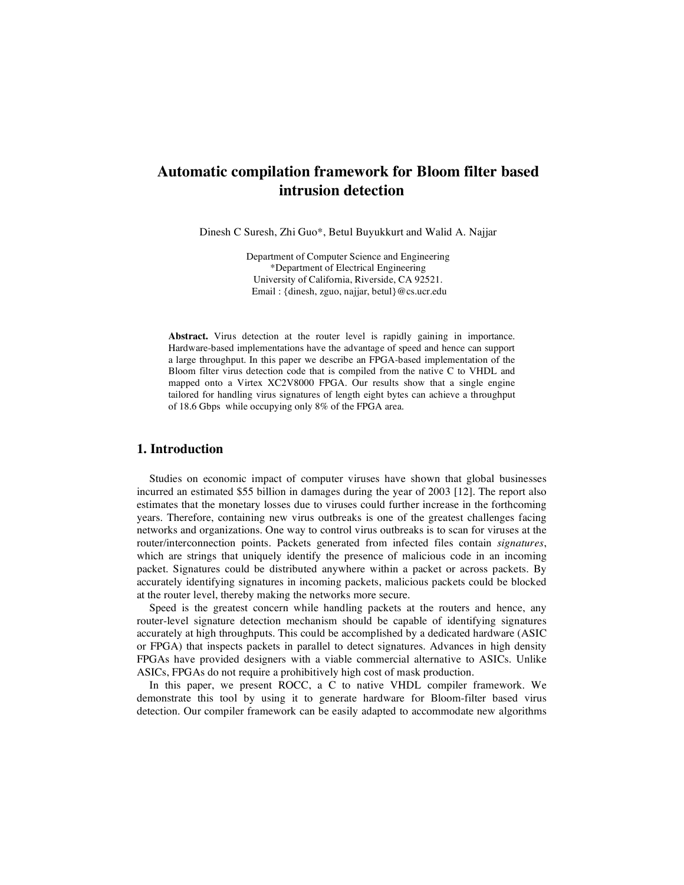# Automatic compilation framework for Bloom filter based intrusion detection

Dinesh C Suresh, Zhi Guo*, Betul Buyukkurt and Walid A. Najjar

Department of Computer Science and Engineering
*Department of Electrical Engineering
University of California, Riverside, CA 92521.
Email : {dinesh, zguo, najjar, betul}@cs.ucr.edu

**Abstract.** Virus detection at the router level is rapidly gaining in importance. Hardware-based implementations have the advantage of speed and hence can support a large throughput. In this paper we describe an FPGA-based implementation of the Bloom filter virus detection code that is compiled from the native C to VHDL and mapped onto a Virtex XC2V8000 FPGA. Our results show that a single engine tailored for handling virus signatures of length eight bytes can achieve a throughput of 18.6 Gbps while occupying only 8% of the FPGA area.

## 1. Introduction

Studies on economic impact of computer viruses have shown that global businesses incurred an estimated $55 billion in damages during the year of 2003 [12]. The report also estimates that the monetary losses due to viruses could further increase in the forthcoming years. Therefore, containing new virus outbreaks is one of the greatest challenges facing networks and organizations. One way to control virus outbreaks is to scan for viruses at the router/interconnection points. Packets generated from infected files contain *signatures*, which are strings that uniquely identify the presence of malicious code in an incoming packet. Signatures could be distributed anywhere within a packet or across packets. By accurately identifying signatures in incoming packets, malicious packets could be blocked at the router level, thereby making the networks more secure.

Speed is the greatest concern while handling packets at the routers and hence, any router-level signature detection mechanism should be capable of identifying signatures accurately at high throughputs. This could be accomplished by a dedicated hardware (ASIC or FPGA) that inspects packets in parallel to detect signatures. Advances in high density FPGAs have provided designers with a viable commercial alternative to ASICs. Unlike ASICs, FPGAs do not require a prohibitively high cost of mask production.

In this paper, we present ROCC, a C to native VHDL compiler framework. We demonstrate this tool by using it to generate hardware for Bloom-filter based virus detection. Our compiler framework can be easily adapted to accommodate new algorithms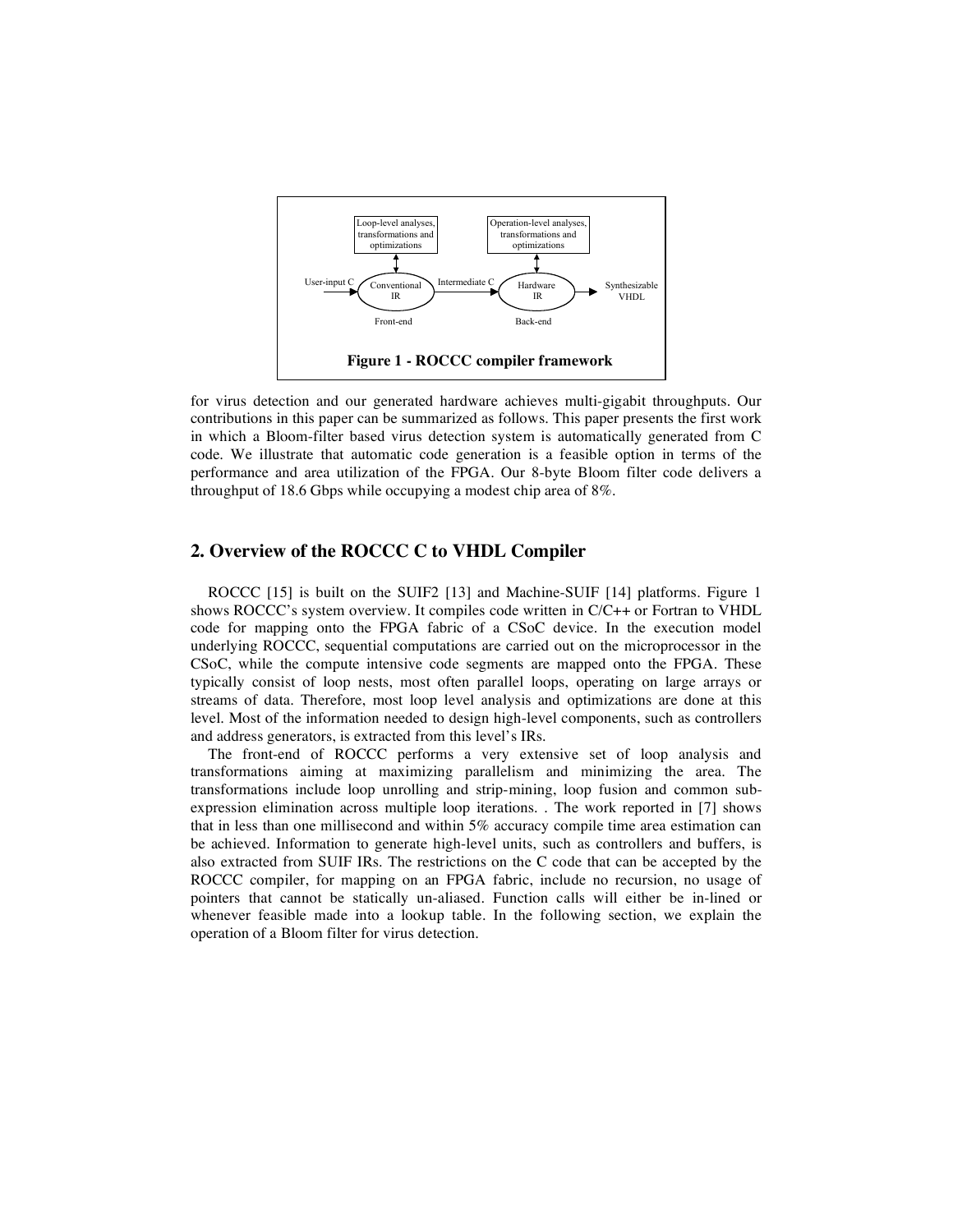**Figure 1 - ROCCC compiler framework**

for virus detection and our generated hardware achieves multi-gigabit throughputs. Our contributions in this paper can be summarized as follows. This paper presents the first work in which a Bloom-filter based virus detection system is automatically generated from C code. We illustrate that automatic code generation is a feasible option in terms of the performance and area utilization of the FPGA. Our 8-byte Bloom filter code delivers a throughput of 18.6 Gbps while occupying a modest chip area of 8%.

## 2. Overview of the ROCCC C to VHDL Compiler

ROCCC [15] is built on the SUIF2 [13] and Machine-SUIF [14] platforms. Figure 1 shows ROCCC's system overview. It compiles code written in C/C++ or Fortran to VHDL code for mapping onto the FPGA fabric of a CSoC device. In the execution model underlying ROCCC, sequential computations are carried out on the microprocessor in the CSoC, while the compute intensive code segments are mapped onto the FPGA. These typically consist of loop nests, most often parallel loops, operating on large arrays or streams of data. Therefore, most loop level analysis and optimizations are done at this level. Most of the information needed to design high-level components, such as controllers and address generators, is extracted from this level's IRs.

The front-end of ROCCC performs a very extensive set of loop analysis and transformations aiming at maximizing parallelism and minimizing the area. The transformations include loop unrolling and strip-mining, loop fusion and common sub-expression elimination across multiple loop iterations. . The work reported in [7] shows that in less than one millisecond and within 5% accuracy compile time area estimation can be achieved. Information to generate high-level units, such as controllers and buffers, is also extracted from SUIF IRs. The restrictions on the C code that can be accepted by the ROCCC compiler, for mapping on an FPGA fabric, include no recursion, no usage of pointers that cannot be statically un-aliased. Function calls will either be in-lined or whenever feasible made into a lookup table. In the following section, we explain the operation of a Bloom filter for virus detection.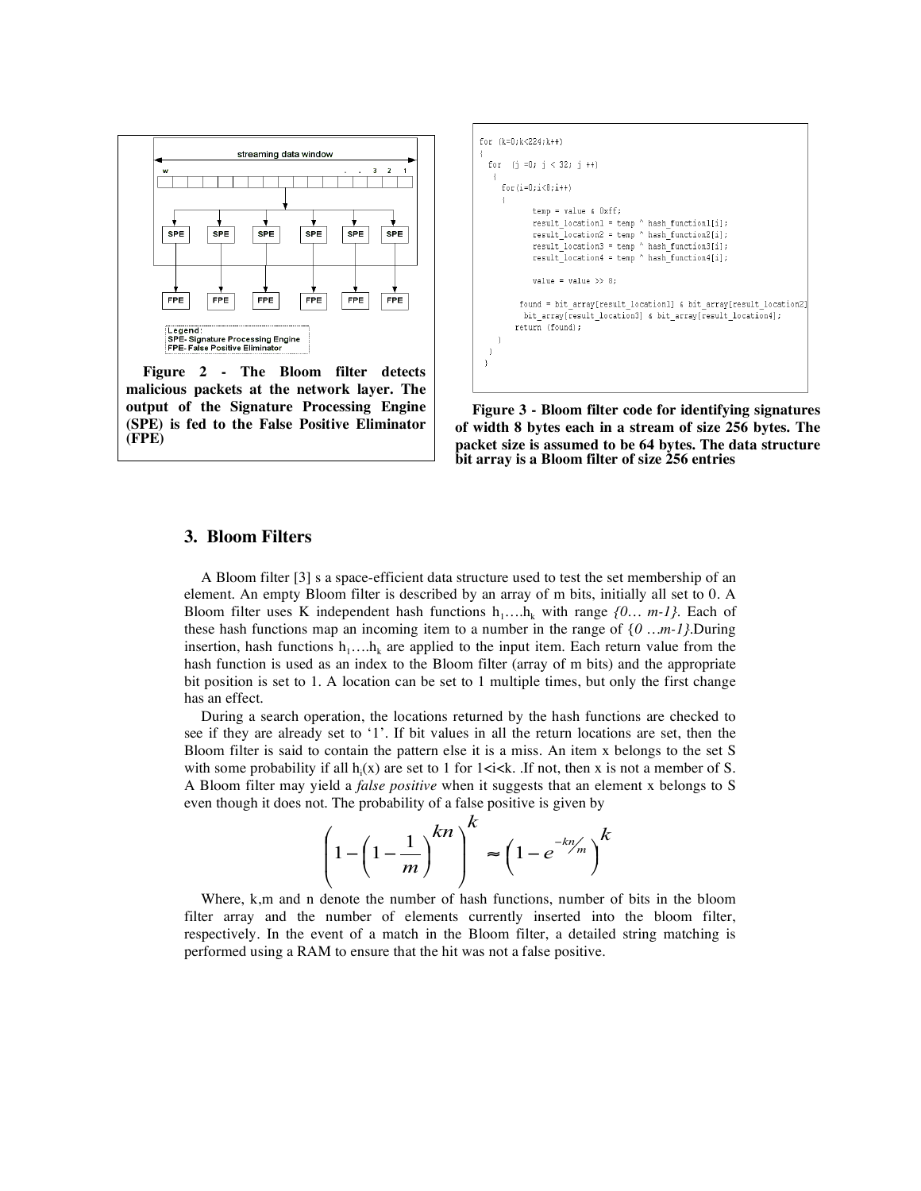Figure 2 - The Bloom filter detects malicious packets at the network layer. The output of the Signature Processing Engine (SPE) is fed to the False Positive Eliminator (FPE)

```
for (k=0;k<224;k++)
{
  for  (j =0; j < 32; j ++)
   {
    for(i=0;i<8;i++)
     {
           temp = value & 0xff;
           result_location1 = temp ^ hash_function1[i];
           result_location2 = temp ^ hash_function2[i];
           result_location3 = temp ^ hash_function3[i];
           result_location4 = temp ^ hash_function4[i];

           value = value >> 8;

         found = bit_array[result_location1] & bit_array[result_location2]
          bit_array[result_location3] & bit_array[result_location4];
        return (found);
     }
   }
}
```

Figure 3 - Bloom filter code for identifying signatures of width 8 bytes each in a stream of size 256 bytes. The packet size is assumed to be 64 bytes. The data structure bit array is a Bloom filter of size 256 entries

## 3. Bloom Filters

A Bloom filter [3] s a space-efficient data structure used to test the set membership of an element. An empty Bloom filter is described by an array of m bits, initially all set to 0. A Bloom filter uses K independent hash functions $h_1 \ldots h_k$ with range *{0… m-1}*. Each of these hash functions map an incoming item to a number in the range of *{0 …m-1}*.During insertion, hash functions $h_1 \ldots h_k$ are applied to the input item. Each return value from the hash function is used as an index to the Bloom filter (array of m bits) and the appropriate bit position is set to 1. A location can be set to 1 multiple times, but only the first change has an effect.

During a search operation, the locations returned by the hash functions are checked to see if they are already set to '1'. If bit values in all the return locations are set, then the Bloom filter is said to contain the pattern else it is a miss. An item x belongs to the set S with some probability if all $h_i(x)$ are set to 1 for $1<i<k$. .If not, then x is not a member of S. A Bloom filter may yield a *false positive* when it suggests that an element x belongs to S even though it does not. The probability of a false positive is given by

$$\left(1-\left(1-\frac{1}{m}\right)^{kn}\right)^{k} \approx \left(1-e^{-kn/m}\right)^{k}$$

Where, k,m and n denote the number of hash functions, number of bits in the bloom filter array and the number of elements currently inserted into the bloom filter, respectively. In the event of a match in the Bloom filter, a detailed string matching is performed using a RAM to ensure that the hit was not a false positive.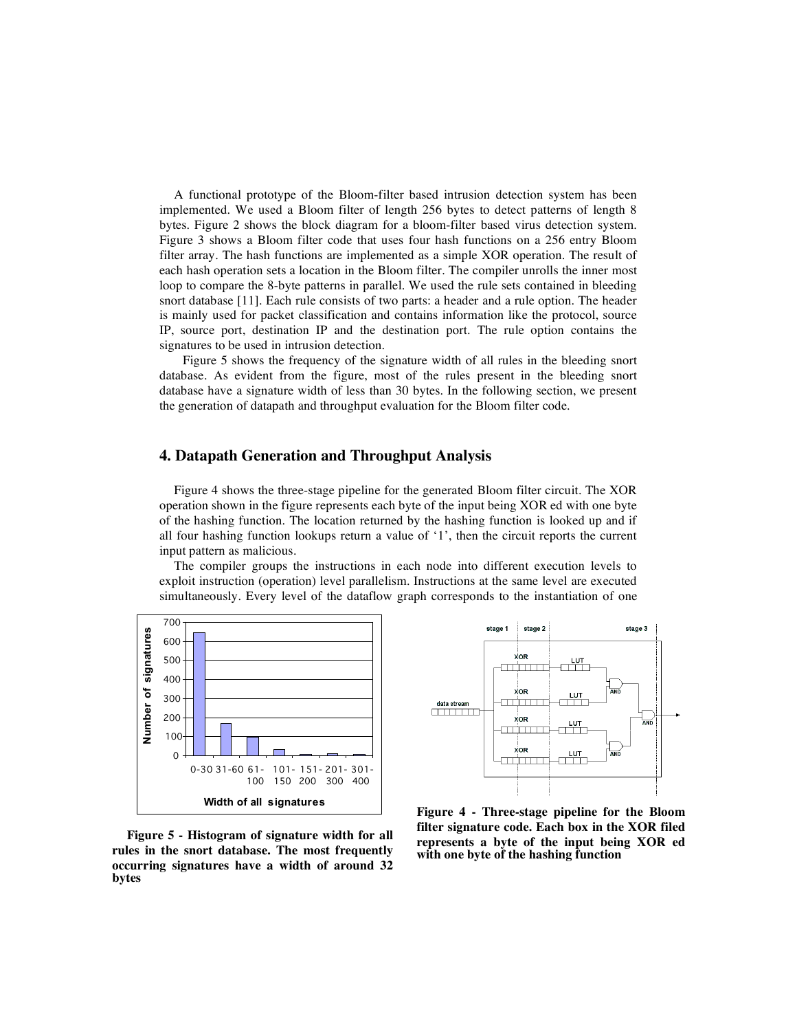A functional prototype of the Bloom-filter based intrusion detection system has been implemented. We used a Bloom filter of length 256 bytes to detect patterns of length 8 bytes. Figure 2 shows the block diagram for a bloom-filter based virus detection system. Figure 3 shows a Bloom filter code that uses four hash functions on a 256 entry Bloom filter array. The hash functions are implemented as a simple XOR operation. The result of each hash operation sets a location in the Bloom filter. The compiler unrolls the inner most loop to compare the 8-byte patterns in parallel. We used the rule sets contained in bleeding snort database [11]. Each rule consists of two parts: a header and a rule option. The header is mainly used for packet classification and contains information like the protocol, source IP, source port, destination IP and the destination port. The rule option contains the signatures to be used in intrusion detection.

Figure 5 shows the frequency of the signature width of all rules in the bleeding snort database. As evident from the figure, most of the rules present in the bleeding snort database have a signature width of less than 30 bytes. In the following section, we present the generation of datapath and throughput evaluation for the Bloom filter code.

## 4. Datapath Generation and Throughput Analysis

Figure 4 shows the three-stage pipeline for the generated Bloom filter circuit. The XOR operation shown in the figure represents each byte of the input being XOR ed with one byte of the hashing function. The location returned by the hashing function is looked up and if all four hashing function lookups return a value of '1', then the circuit reports the current input pattern as malicious.

The compiler groups the instructions in each node into different execution levels to exploit instruction (operation) level parallelism. Instructions at the same level are executed simultaneously. Every level of the dataflow graph corresponds to the instantiation of one

**Figure 5 - Histogram of signature width for all rules in the snort database. The most frequently occurring signatures have a width of around 32 bytes**

**Figure 4 - Three-stage pipeline for the Bloom filter signature code. Each box in the XOR filed represents a byte of the input being XOR ed with one byte of the hashing function**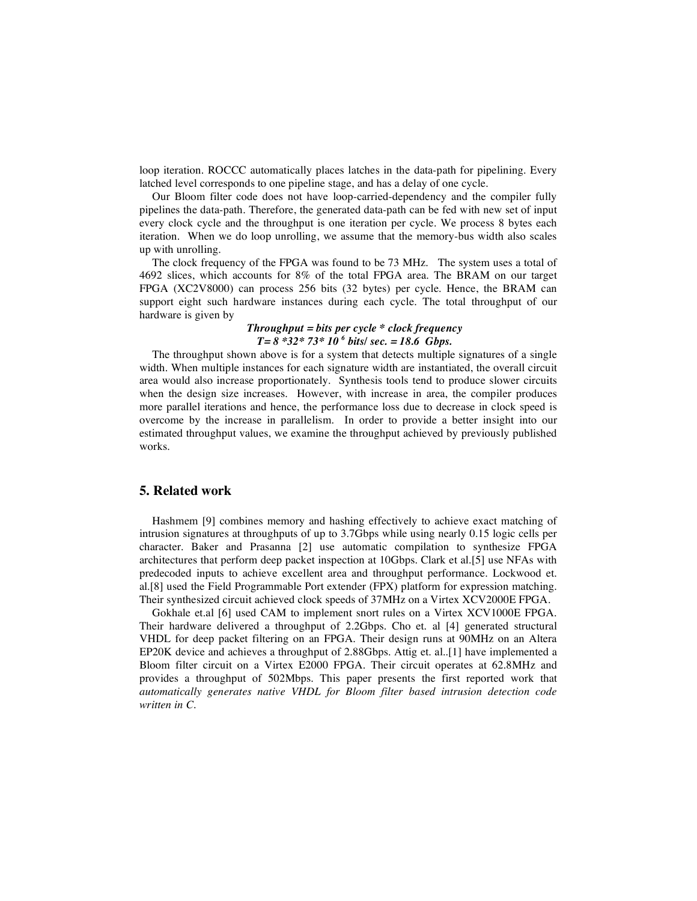loop iteration. ROCCC automatically places latches in the data-path for pipelining. Every latched level corresponds to one pipeline stage, and has a delay of one cycle.

Our Bloom filter code does not have loop-carried-dependency and the compiler fully pipelines the data-path. Therefore, the generated data-path can be fed with new set of input every clock cycle and the throughput is one iteration per cycle. We process 8 bytes each iteration. When we do loop unrolling, we assume that the memory-bus width also scales up with unrolling.

The clock frequency of the FPGA was found to be 73 MHz. The system uses a total of 4692 slices, which accounts for 8% of the total FPGA area. The BRAM on our target FPGA (XC2V8000) can process 256 bits (32 bytes) per cycle. Hence, the BRAM can support eight such hardware instances during each cycle. The total throughput of our hardware is given by

$$\textbf{\textit{Throughput = bits per cycle * clock frequency}}$$
$$T = 8 * 32 * 73 * 10^{6} \text{ bits/ sec.} = 18.6 \text{ Gbps.}$$

The throughput shown above is for a system that detects multiple signatures of a single width. When multiple instances for each signature width are instantiated, the overall circuit area would also increase proportionately. Synthesis tools tend to produce slower circuits when the design size increases. However, with increase in area, the compiler produces more parallel iterations and hence, the performance loss due to decrease in clock speed is overcome by the increase in parallelism. In order to provide a better insight into our estimated throughput values, we examine the throughput achieved by previously published works.

## 5. Related work

Hashmem [9] combines memory and hashing effectively to achieve exact matching of intrusion signatures at throughputs of up to 3.7Gbps while using nearly 0.15 logic cells per character. Baker and Prasanna [2] use automatic compilation to synthesize FPGA architectures that perform deep packet inspection at 10Gbps. Clark et al.[5] use NFAs with predecoded inputs to achieve excellent area and throughput performance. Lockwood et. al.[8] used the Field Programmable Port extender (FPX) platform for expression matching. Their synthesized circuit achieved clock speeds of 37MHz on a Virtex XCV2000E FPGA.

Gokhale et.al [6] used CAM to implement snort rules on a Virtex XCV1000E FPGA. Their hardware delivered a throughput of 2.2Gbps. Cho et. al [4] generated structural VHDL for deep packet filtering on an FPGA. Their design runs at 90MHz on an Altera EP20K device and achieves a throughput of 2.88Gbps. Attig et. al..[1] have implemented a Bloom filter circuit on a Virtex E2000 FPGA. Their circuit operates at 62.8MHz and provides a throughput of 502Mbps. This paper presents the first reported work that *automatically generates native VHDL for Bloom filter based intrusion detection code written in C.*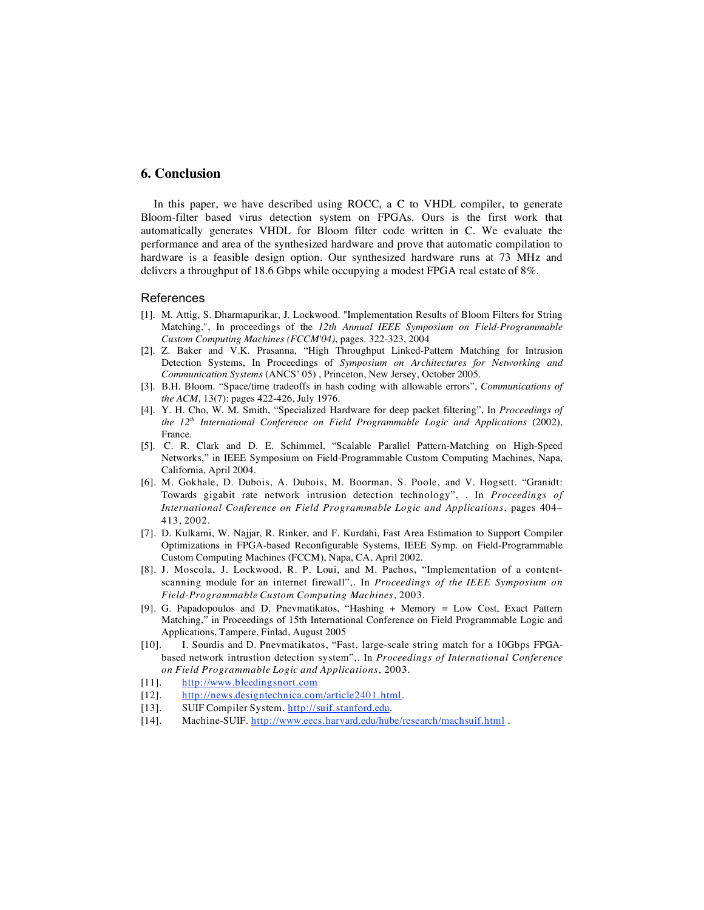## 6. Conclusion

In this paper, we have described using ROCC, a C to VHDL compiler, to generate Bloom-filter based virus detection system on FPGAs. Ours is the first work that automatically generates VHDL for Bloom filter code written in C. We evaluate the performance and area of the synthesized hardware and prove that automatic compilation to hardware is a feasible design option. Our synthesized hardware runs at 73 MHz and delivers a throughput of 18.6 Gbps while occupying a modest FPGA real estate of 8%.

### References

[1]. M. Attig, S. Dharmapurikar, J. Lockwood. "Implementation Results of Bloom Filters for String Matching,", In proceedings of the *12th Annual IEEE Symposium on Field-Programmable Custom Computing Machines (FCCM'04)*, pages. 322-323, 2004

[2]. Z. Baker and V.K. Prasanna, "High Throughput Linked-Pattern Matching for Intrusion Detection Systems, In Proceedings of *Symposium on Architectures for Networking and Communication Systems* (ANCS' 05) , Princeton, New Jersey, October 2005.

[3]. B.H. Bloom. "Space/time tradeoffs in hash coding with allowable errors", *Communications of the ACM,* 13(7): pages 422-426, July 1976.

[4]. Y. H. Cho, W. M. Smith, "Specialized Hardware for deep packet filtering", In *Proceedings of the 12th International Conference on Field Programmable Logic and Applications* (2002), France.

[5]. C. R. Clark and D. E. Schimmel, "Scalable Parallel Pattern-Matching on High-Speed Networks," in IEEE Symposium on Field-Programmable Custom Computing Machines, Napa, California, April 2004.

[6]. M. Gokhale, D. Dubois, A. Dubois, M. Boorman, S. Poole, and V. Hogsett. "Granidt: Towards gigabit rate network intrusion detection technology", . In *Proceedings of International Conference on Field Programmable Logic and Applications*, pages 404–413, 2002.

[7]. D. Kulkarni, W. Najjar, R. Rinker, and F. Kurdahi, Fast Area Estimation to Support Compiler Optimizations in FPGA-based Reconfigurable Systems, IEEE Symp. on Field-Programmable Custom Computing Machines (FCCM), Napa, CA, April 2002.

[8]. J. Moscola, J. Lockwood, R. P. Loui, and M. Pachos, "Implementation of a content-scanning module for an internet firewall",. In *Proceedings of the IEEE Symposium on Field-Programmable Custom Computing Machines*, 2003.

[9]. G. Papadopoulos and D. Pnevmatikatos, "Hashing + Memory = Low Cost, Exact Pattern Matching," in Proceedings of 15th International Conference on Field Programmable Logic and Applications, Tampere, Finlad, August 2005

[10]. I. Sourdis and D. Pnevmatikatos, "Fast, large-scale string match for a 10Gbps FPGA-based network intrustion detection system",. In *Proceedings of International Conference on Field Programmable Logic and Applications*, 2003.

[11]. http://www.bleedingsnort.com

[12]. http://news.designtechnica.com/article2401.html.

[13]. SUIF Compiler System. http://suif.stanford.edu.

[14]. Machine-SUIF. http://www.eecs.harvard.edu/hube/research/machsuif.html .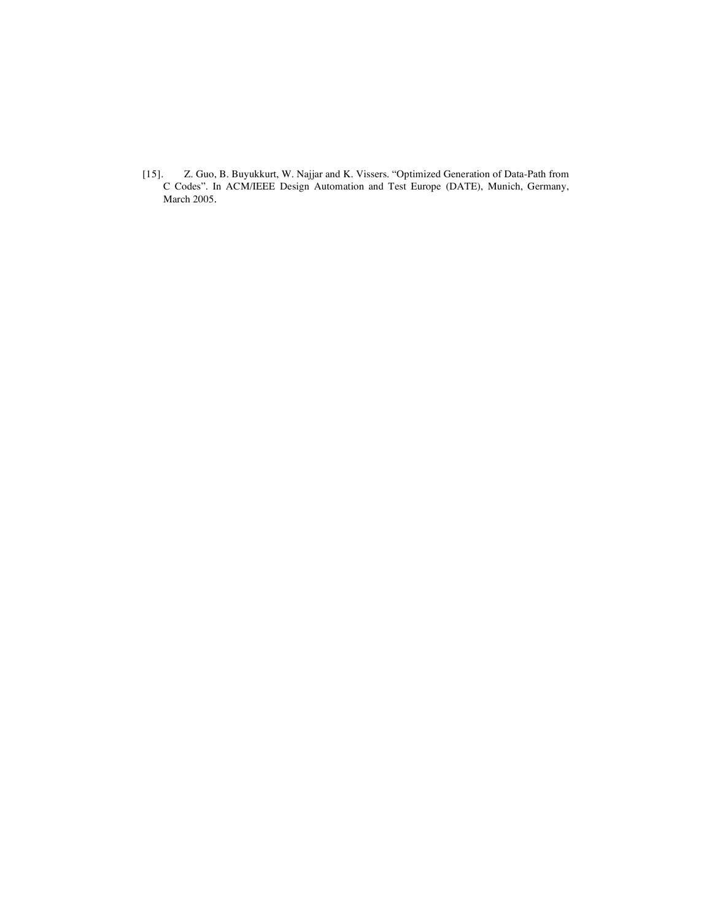[15]. Z. Guo, B. Buyukkurt, W. Najjar and K. Vissers. "Optimized Generation of Data-Path from C Codes". In ACM/IEEE Design Automation and Test Europe (DATE), Munich, Germany, March 2005.